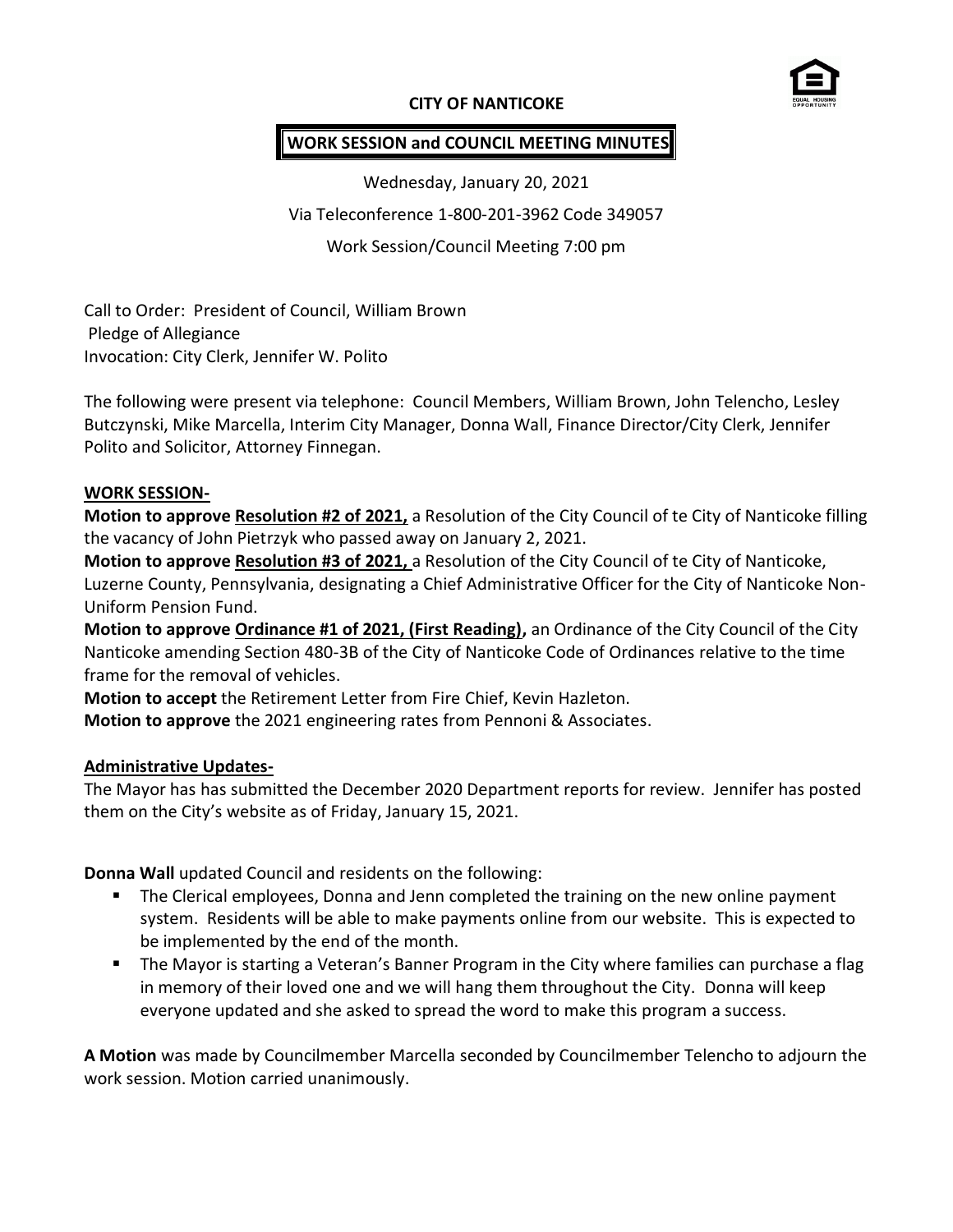# CITY OF NANTICOKE

## WORK SESSION and COUNCIL MEETING MINUTES

Wednesday, January 20, 2021

Via Teleconference 1-800-201-3962 Code 349057

Work Session/Council Meeting 7:00 pm

Call to Order: President of Council, William Brown
Pledge of Allegiance
Invocation: City Clerk, Jennifer W. Polito

The following were present via telephone: Council Members, William Brown, John Telencho, Lesley Butczynski, Mike Marcella, Interim City Manager, Donna Wall, Finance Director/City Clerk, Jennifer Polito and Solicitor, Attorney Finnegan.

**WORK SESSION-**

**Motion to approve Resolution #2 of 2021,** a Resolution of the City Council of te City of Nanticoke filling the vacancy of John Pietrzyk who passed away on January 2, 2021.

**Motion to approve Resolution #3 of 2021,** a Resolution of the City Council of te City of Nanticoke, Luzerne County, Pennsylvania, designating a Chief Administrative Officer for the City of Nanticoke Non-Uniform Pension Fund.

**Motion to approve Ordinance #1 of 2021, (First Reading),** an Ordinance of the City Council of the City Nanticoke amending Section 480-3B of the City of Nanticoke Code of Ordinances relative to the time frame for the removal of vehicles.

**Motion to accept** the Retirement Letter from Fire Chief, Kevin Hazleton.

**Motion to approve** the 2021 engineering rates from Pennoni & Associates.

**Administrative Updates-**

The Mayor has has submitted the December 2020 Department reports for review. Jennifer has posted them on the City's website as of Friday, January 15, 2021.

**Donna Wall** updated Council and residents on the following:

- The Clerical employees, Donna and Jenn completed the training on the new online payment system. Residents will be able to make payments online from our website. This is expected to be implemented by the end of the month.
- The Mayor is starting a Veteran's Banner Program in the City where families can purchase a flag in memory of their loved one and we will hang them throughout the City. Donna will keep everyone updated and she asked to spread the word to make this program a success.

**A Motion** was made by Councilmember Marcella seconded by Councilmember Telencho to adjourn the work session. Motion carried unanimously.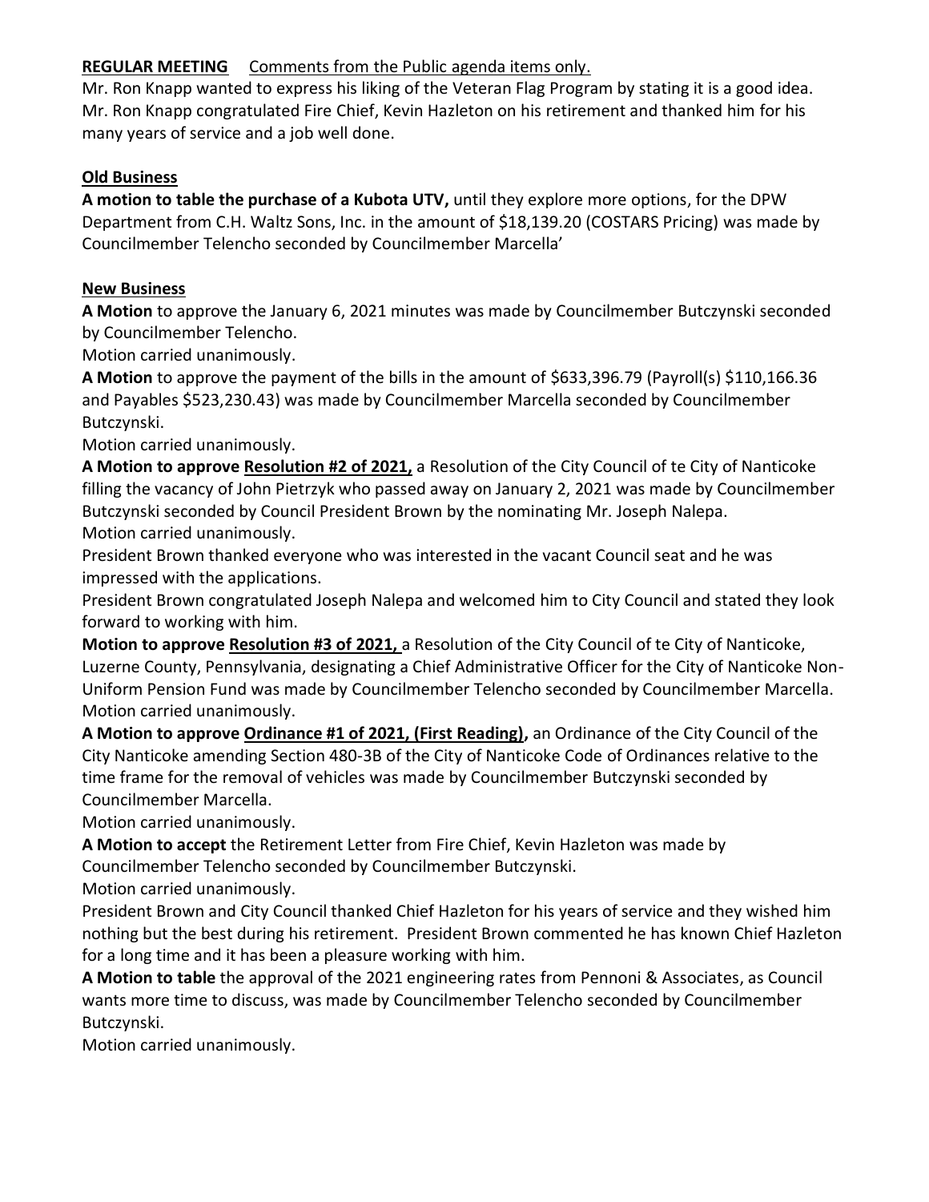**REGULAR MEETING** Comments from the Public agenda items only.

Mr. Ron Knapp wanted to express his liking of the Veteran Flag Program by stating it is a good idea. Mr. Ron Knapp congratulated Fire Chief, Kevin Hazleton on his retirement and thanked him for his many years of service and a job well done.

**Old Business**

**A motion to table the purchase of a Kubota UTV,** until they explore more options, for the DPW Department from C.H. Waltz Sons, Inc. in the amount of $18,139.20 (COSTARS Pricing) was made by Councilmember Telencho seconded by Councilmember Marcella'

**New Business**

**A Motion** to approve the January 6, 2021 minutes was made by Councilmember Butczynski seconded by Councilmember Telencho.
Motion carried unanimously.

**A Motion** to approve the payment of the bills in the amount of $633,396.79 (Payroll(s) $110,166.36 and Payables $523,230.43) was made by Councilmember Marcella seconded by Councilmember Butczynski.
Motion carried unanimously.

**A Motion to approve Resolution #2 of 2021,** a Resolution of the City Council of te City of Nanticoke filling the vacancy of John Pietrzyk who passed away on January 2, 2021 was made by Councilmember Butczynski seconded by Council President Brown by the nominating Mr. Joseph Nalepa.
Motion carried unanimously.

President Brown thanked everyone who was interested in the vacant Council seat and he was impressed with the applications.

President Brown congratulated Joseph Nalepa and welcomed him to City Council and stated they look forward to working with him.

**Motion to approve Resolution #3 of 2021,** a Resolution of the City Council of te City of Nanticoke, Luzerne County, Pennsylvania, designating a Chief Administrative Officer for the City of Nanticoke Non-Uniform Pension Fund was made by Councilmember Telencho seconded by Councilmember Marcella.
Motion carried unanimously.

**A Motion to approve Ordinance #1 of 2021, (First Reading),** an Ordinance of the City Council of the City Nanticoke amending Section 480-3B of the City of Nanticoke Code of Ordinances relative to the time frame for the removal of vehicles was made by Councilmember Butczynski seconded by Councilmember Marcella.
Motion carried unanimously.

**A Motion to accept** the Retirement Letter from Fire Chief, Kevin Hazleton was made by Councilmember Telencho seconded by Councilmember Butczynski.
Motion carried unanimously.

President Brown and City Council thanked Chief Hazleton for his years of service and they wished him nothing but the best during his retirement. President Brown commented he has known Chief Hazleton for a long time and it has been a pleasure working with him.

**A Motion to table** the approval of the 2021 engineering rates from Pennoni & Associates, as Council wants more time to discuss, was made by Councilmember Telencho seconded by Councilmember Butczynski.
Motion carried unanimously.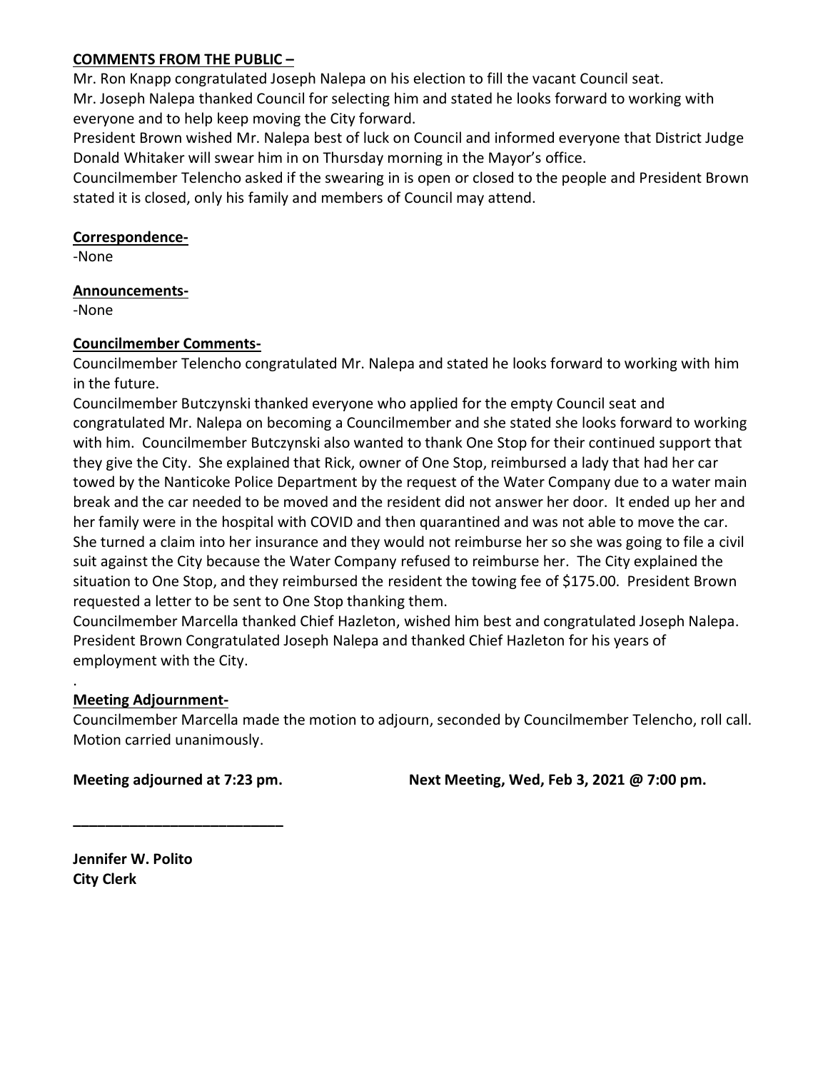**COMMENTS FROM THE PUBLIC –**

Mr. Ron Knapp congratulated Joseph Nalepa on his election to fill the vacant Council seat.
Mr. Joseph Nalepa thanked Council for selecting him and stated he looks forward to working with everyone and to help keep moving the City forward.
President Brown wished Mr. Nalepa best of luck on Council and informed everyone that District Judge Donald Whitaker will swear him in on Thursday morning in the Mayor's office.
Councilmember Telencho asked if the swearing in is open or closed to the people and President Brown stated it is closed, only his family and members of Council may attend.

**Correspondence-**

-None

**Announcements-**

-None

**Councilmember Comments-**

Councilmember Telencho congratulated Mr. Nalepa and stated he looks forward to working with him in the future.
Councilmember Butczynski thanked everyone who applied for the empty Council seat and congratulated Mr. Nalepa on becoming a Councilmember and she stated she looks forward to working with him. Councilmember Butczynski also wanted to thank One Stop for their continued support that they give the City. She explained that Rick, owner of One Stop, reimbursed a lady that had her car towed by the Nanticoke Police Department by the request of the Water Company due to a water main break and the car needed to be moved and the resident did not answer her door. It ended up her and her family were in the hospital with COVID and then quarantined and was not able to move the car. She turned a claim into her insurance and they would not reimburse her so she was going to file a civil suit against the City because the Water Company refused to reimburse her. The City explained the situation to One Stop, and they reimbursed the resident the towing fee of $175.00. President Brown requested a letter to be sent to One Stop thanking them.
Councilmember Marcella thanked Chief Hazleton, wished him best and congratulated Joseph Nalepa.
President Brown Congratulated Joseph Nalepa and thanked Chief Hazleton for his years of employment with the City.

.

**Meeting Adjournment-**

Councilmember Marcella made the motion to adjourn, seconded by Councilmember Telencho, roll call. Motion carried unanimously.

**Meeting adjourned at 7:23 pm.** **Next Meeting, Wed, Feb 3, 2021 @ 7:00 pm.**

\_\_\_\_\_\_\_\_\_\_\_\_\_\_\_\_\_\_\_\_\_\_\_\_\_\_\_

**Jennifer W. Polito**
**City Clerk**